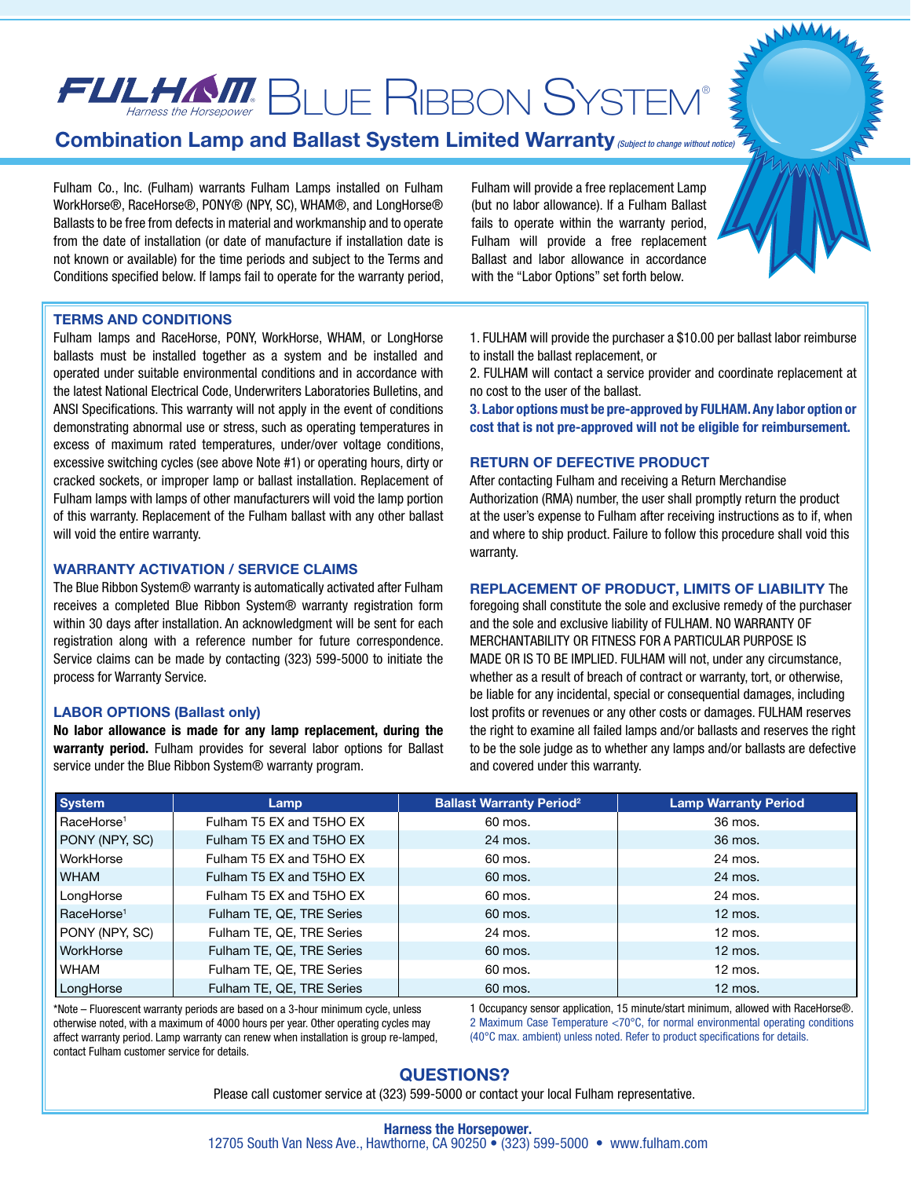# FULHAM Blue Ribbon System®

*Harness the Horsepower*

## Combination Lamp and Ballast System Limited Warranty *(Subject to change without notice)*

Fulham Co., Inc. (Fulham) warrants Fulham Lamps installed on Fulham WorkHorse®, RaceHorse®, PONY® (NPY, SC), WHAM®, and LongHorse® Ballasts to be free from defects in material and workmanship and to operate from the date of installation (or date of manufacture if installation date is not known or available) for the time periods and subject to the Terms and Conditions specified below. If lamps fail to operate for the warranty period, Fulham will provide a free replacement Lamp (but no labor allowance). If a Fulham Ballast fails to operate within the warranty period, Fulham will provide a free replacement Ballast and labor allowance in accordance with the "Labor Options" set forth below.

### TERMS AND CONDITIONS

Fulham lamps and RaceHorse, PONY, WorkHorse, WHAM, or LongHorse ballasts must be installed together as a system and be installed and operated under suitable environmental conditions and in accordance with the latest National Electrical Code, Underwriters Laboratories Bulletins, and ANSI Specifications. This warranty will not apply in the event of conditions demonstrating abnormal use or stress, such as operating temperatures in excess of maximum rated temperatures, under/over voltage conditions, excessive switching cycles (see above Note #1) or operating hours, dirty or cracked sockets, or improper lamp or ballast installation. Replacement of Fulham lamps with lamps of other manufacturers will void the lamp portion of this warranty. Replacement of the Fulham ballast with any other ballast will void the entire warranty.

### WARRANTY ACTIVATION / SERVICE CLAIMS

The Blue Ribbon System® warranty is automatically activated after Fulham receives a completed Blue Ribbon System® warranty registration form within 30 days after installation. An acknowledgment will be sent for each registration along with a reference number for future correspondence. Service claims can be made by contacting (323) 599-5000 to initiate the process for Warranty Service.

### LABOR OPTIONS (Ballast only)

**No labor allowance is made for any lamp replacement, during the warranty period.** Fulham provides for several labor options for Ballast service under the Blue Ribbon System® warranty program.

1. FULHAM will provide the purchaser a $10.00 per ballast labor reimburse to install the ballast replacement, or
2. FULHAM will contact a service provider and coordinate replacement at no cost to the user of the ballast.
3. **Labor options must be pre-approved by FULHAM. Any labor option or cost that is not pre-approved will not be eligible for reimbursement.**

### RETURN OF DEFECTIVE PRODUCT

After contacting Fulham and receiving a Return Merchandise Authorization (RMA) number, the user shall promptly return the product at the user's expense to Fulham after receiving instructions as to if, when and where to ship product. Failure to follow this procedure shall void this warranty.

### REPLACEMENT OF PRODUCT, LIMITS OF LIABILITY

The foregoing shall constitute the sole and exclusive remedy of the purchaser and the sole and exclusive liability of FULHAM. NO WARRANTY OF MERCHANTABILITY OR FITNESS FOR A PARTICULAR PURPOSE IS MADE OR IS TO BE IMPLIED. FULHAM will not, under any circumstance, whether as a result of breach of contract or warranty, tort, or otherwise, be liable for any incidental, special or consequential damages, including lost profits or revenues or any other costs or damages. FULHAM reserves the right to examine all failed lamps and/or ballasts and reserves the right to be the sole judge as to whether any lamps and/or ballasts are defective and covered under this warranty.

| System | Lamp | Ballast Warranty Period[2] | Lamp Warranty Period |
|---|---|---|---|
| RaceHorse[1] | Fulham T5 EX and T5HO EX | 60 mos. | 36 mos. |
| PONY (NPY, SC) | Fulham T5 EX and T5HO EX | 24 mos. | 36 mos. |
| WorkHorse | Fulham T5 EX and T5HO EX | 60 mos. | 24 mos. |
| WHAM | Fulham T5 EX and T5HO EX | 60 mos. | 24 mos. |
| LongHorse | Fulham T5 EX and T5HO EX | 60 mos. | 24 mos. |
| RaceHorse[1] | Fulham TE, QE, TRE Series | 60 mos. | 12 mos. |
| PONY (NPY, SC) | Fulham TE, QE, TRE Series | 24 mos. | 12 mos. |
| WorkHorse | Fulham TE, QE, TRE Series | 60 mos. | 12 mos. |
| WHAM | Fulham TE, QE, TRE Series | 60 mos. | 12 mos. |
| LongHorse | Fulham TE, QE, TRE Series | 60 mos. | 12 mos. |

*Note – Fluorescent warranty periods are based on a 3-hour minimum cycle, unless otherwise noted, with a maximum of 4000 hours per year. Other operating cycles may affect warranty period. Lamp warranty can renew when installation is group re-lamped, contact Fulham customer service for details.

1 Occupancy sensor application, 15 minute/start minimum, allowed with RaceHorse®.
2 Maximum Case Temperature <70°C, for normal environmental operating conditions (40°C max. ambient) unless noted. Refer to product specifications for details.

## QUESTIONS?

Please call customer service at (323) 599-5000 or contact your local Fulham representative.

**Harness the Horsepower.**
12705 South Van Ness Ave., Hawthorne, CA 90250 • (323) 599-5000 • www.fulham.com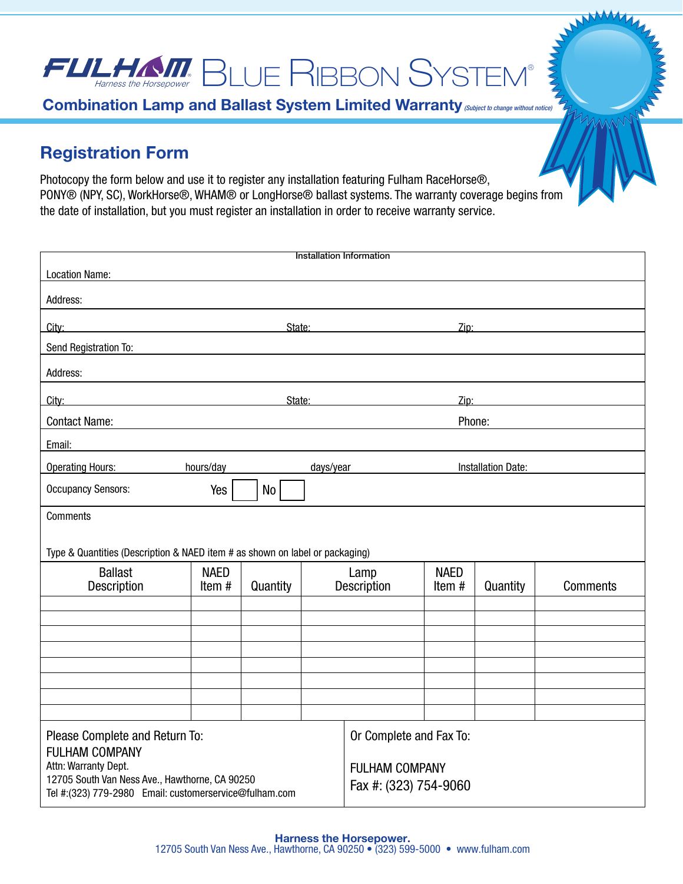# FULHAM® Blue Ribbon System®

*Harness the Horsepower*

**Combination Lamp and Ballast System Limited Warranty** *(Subject to change without notice)*

## Registration Form

Photocopy the form below and use it to register any installation featuring Fulham RaceHorse®, PONY® (NPY, SC), WorkHorse®, WHAM® or LongHorse® ballast systems. The warranty coverage begins from the date of installation, but you must register an installation in order to receive warranty service.

**Installation Information**

Location Name:

Address:

City: State: Zip:

Send Registration To:

Address:

City: State: Zip:

Contact Name: Phone:

Email:

Operating Hours: hours/day days/year Installation Date:

Occupancy Sensors: Yes ☐ No ☐

Comments

Type & Quantities (Description & NAED item # as shown on label or packaging)

| Ballast Description | NAED Item # | Quantity | Lamp Description | NAED Item # | Quantity | Comments |
|---|---|---|---|---|---|---|
| | | | | | | |
| | | | | | | |
| | | | | | | |
| | | | | | | |
| | | | | | | |
| | | | | | | |
| | | | | | | |
| | | | | | | |

Please Complete and Return To:
FULHAM COMPANY
Attn: Warranty Dept.
12705 South Van Ness Ave., Hawthorne, CA 90250
Tel #:(323) 779-2980 Email: customerservice@fulham.com

Or Complete and Fax To:

FULHAM COMPANY
Fax #: (323) 754-9060

**Harness the Horsepower.**
12705 South Van Ness Ave., Hawthorne, CA 90250 • (323) 599-5000 • www.fulham.com